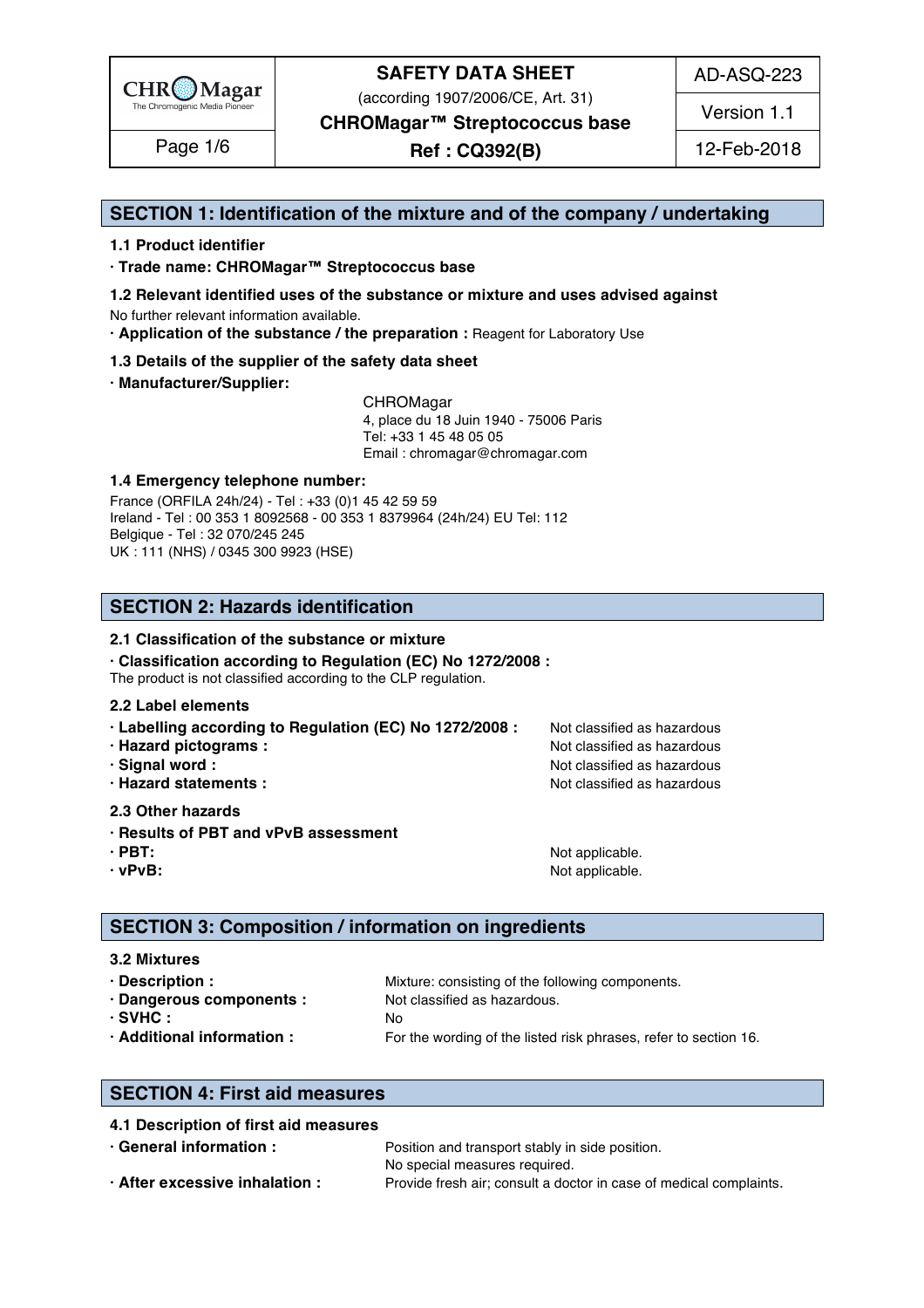# SAFETY DATA SHEET

(according 1907/2006/CE, Art. 31)

**CHROMagar™ Streptococcus base**

**Ref : CQ392(B)**

AD-ASQ-223 | Version 1.1 | 12-Feb-2018

## SECTION 1: Identification of the mixture and of the company / undertaking

### 1.1 Product identifier

· **Trade name: CHROMagar™ Streptococcus base**

### 1.2 Relevant identified uses of the substance or mixture and uses advised against

No further relevant information available.

· **Application of the substance / the preparation :** Reagent for Laboratory Use

### 1.3 Details of the supplier of the safety data sheet

· **Manufacturer/Supplier:**

CHROMagar
4, place du 18 Juin 1940 - 75006 Paris
Tel: +33 1 45 48 05 05
Email : chromagar@chromagar.com

### 1.4 Emergency telephone number:

France (ORFILA 24h/24) - Tel : +33 (0)1 45 42 59 59
Ireland - Tel : 00 353 1 8092568 - 00 353 1 8379964 (24h/24) EU Tel: 112
Belgique - Tel : 32 070/245 245
UK : 111 (NHS) / 0345 300 9923 (HSE)

## SECTION 2: Hazards identification

### 2.1 Classification of the substance or mixture

· **Classification according to Regulation (EC) No 1272/2008 :**
The product is not classified according to the CLP regulation.

### 2.2 Label elements

· **Labelling according to Regulation (EC) No 1272/2008 :** Not classified as hazardous
· **Hazard pictograms :** Not classified as hazardous
· **Signal word :** Not classified as hazardous
· **Hazard statements :** Not classified as hazardous

### 2.3 Other hazards

· **Results of PBT and vPvB assessment**
· **PBT:** Not applicable.
· **vPvB:** Not applicable.

## SECTION 3: Composition / information on ingredients

### 3.2 Mixtures

· **Description :** Mixture: consisting of the following components.
· **Dangerous components :** Not classified as hazardous.
· **SVHC :** No
· **Additional information :** For the wording of the listed risk phrases, refer to section 16.

## SECTION 4: First aid measures

### 4.1 Description of first aid measures

· **General information :** Position and transport stably in side position.
No special measures required.
· **After excessive inhalation :** Provide fresh air; consult a doctor in case of medical complaints.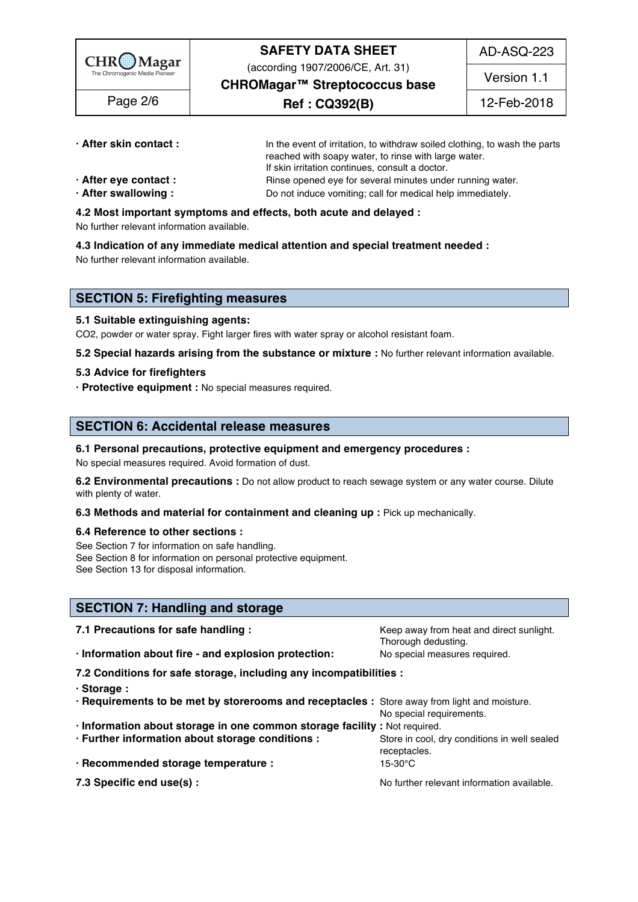**· After skin contact :** In the event of irritation, to withdraw soiled clothing, to wash the parts reached with soapy water, to rinse with large water. If skin irritation continues, consult a doctor.

**· After eye contact :** Rinse opened eye for several minutes under running water.

**· After swallowing :** Do not induce vomiting; call for medical help immediately.

**4.2 Most important symptoms and effects, both acute and delayed :**

No further relevant information available.

**4.3 Indication of any immediate medical attention and special treatment needed :**

No further relevant information available.

## SECTION 5: Firefighting measures

**5.1 Suitable extinguishing agents:**

CO2, powder or water spray. Fight larger fires with water spray or alcohol resistant foam.

**5.2 Special hazards arising from the substance or mixture :** No further relevant information available.

**5.3 Advice for firefighters**

**· Protective equipment :** No special measures required.

## SECTION 6: Accidental release measures

**6.1 Personal precautions, protective equipment and emergency procedures :**

No special measures required. Avoid formation of dust.

**6.2 Environmental precautions :** Do not allow product to reach sewage system or any water course. Dilute with plenty of water.

**6.3 Methods and material for containment and cleaning up :** Pick up mechanically.

**6.4 Reference to other sections :**

See Section 7 for information on safe handling.
See Section 8 for information on personal protective equipment.
See Section 13 for disposal information.

## SECTION 7: Handling and storage

**7.1 Precautions for safe handling :** Keep away from heat and direct sunlight. Thorough dedusting.

**· Information about fire - and explosion protection:** No special measures required.

**7.2 Conditions for safe storage, including any incompatibilities :**

**· Storage :**

**· Requirements to be met by storerooms and receptacles :** Store away from light and moisture. No special requirements.

**· Information about storage in one common storage facility :** Not required.

**· Further information about storage conditions :** Store in cool, dry conditions in well sealed receptacles.

**· Recommended storage temperature :** 15-30°C

**7.3 Specific end use(s) :** No further relevant information available.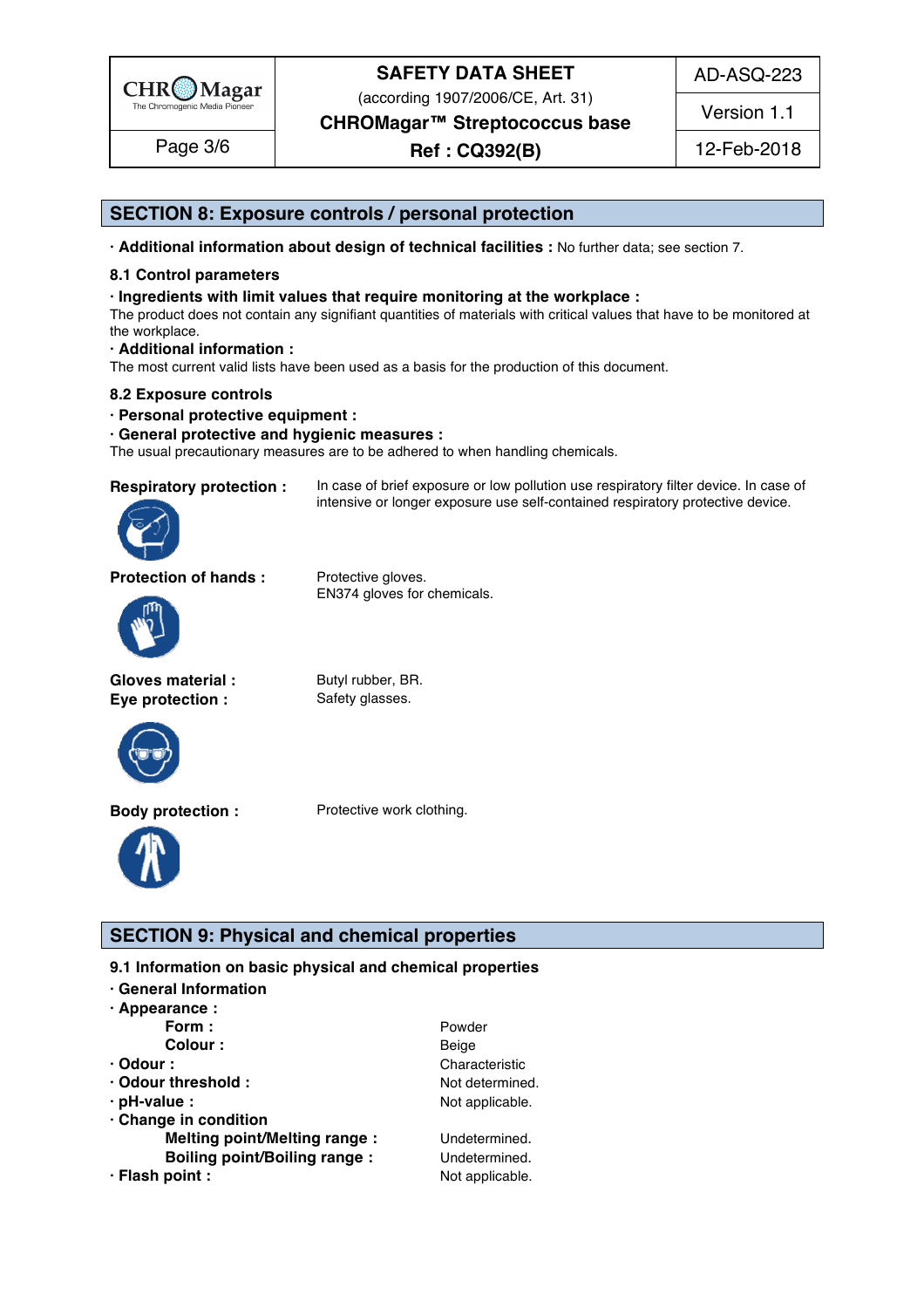## SECTION 8: Exposure controls / personal protection

· **Additional information about design of technical facilities :** No further data; see section 7.

### 8.1 Control parameters

· **Ingredients with limit values that require monitoring at the workplace :**
The product does not contain any signifiant quantities of materials with critical values that have to be monitored at the workplace.

· **Additional information :**
The most current valid lists have been used as a basis for the production of this document.

### 8.2 Exposure controls

· **Personal protective equipment :**

· **General protective and hygienic measures :**
The usual precautionary measures are to be adhered to when handling chemicals.

**Respiratory protection :** In case of brief exposure or low pollution use respiratory filter device. In case of intensive or longer exposure use self-contained respiratory protective device.

**Protection of hands :** Protective gloves.
EN374 gloves for chemicals.

**Gloves material :** Butyl rubber, BR.

**Eye protection :** Safety glasses.

**Body protection :** Protective work clothing.

## SECTION 9: Physical and chemical properties

### 9.1 Information on basic physical and chemical properties

· **General Information**

· **Appearance :**

| | |
|---|---|
| **Form :** | Powder |
| **Colour :** | Beige |
| · **Odour :** | Characteristic |
| · **Odour threshold :** | Not determined. |
| · **pH-value :** | Not applicable. |
| · **Change in condition** | |
| **Melting point/Melting range :** | Undetermined. |
| **Boiling point/Boiling range :** | Undetermined. |
| · **Flash point :** | Not applicable. |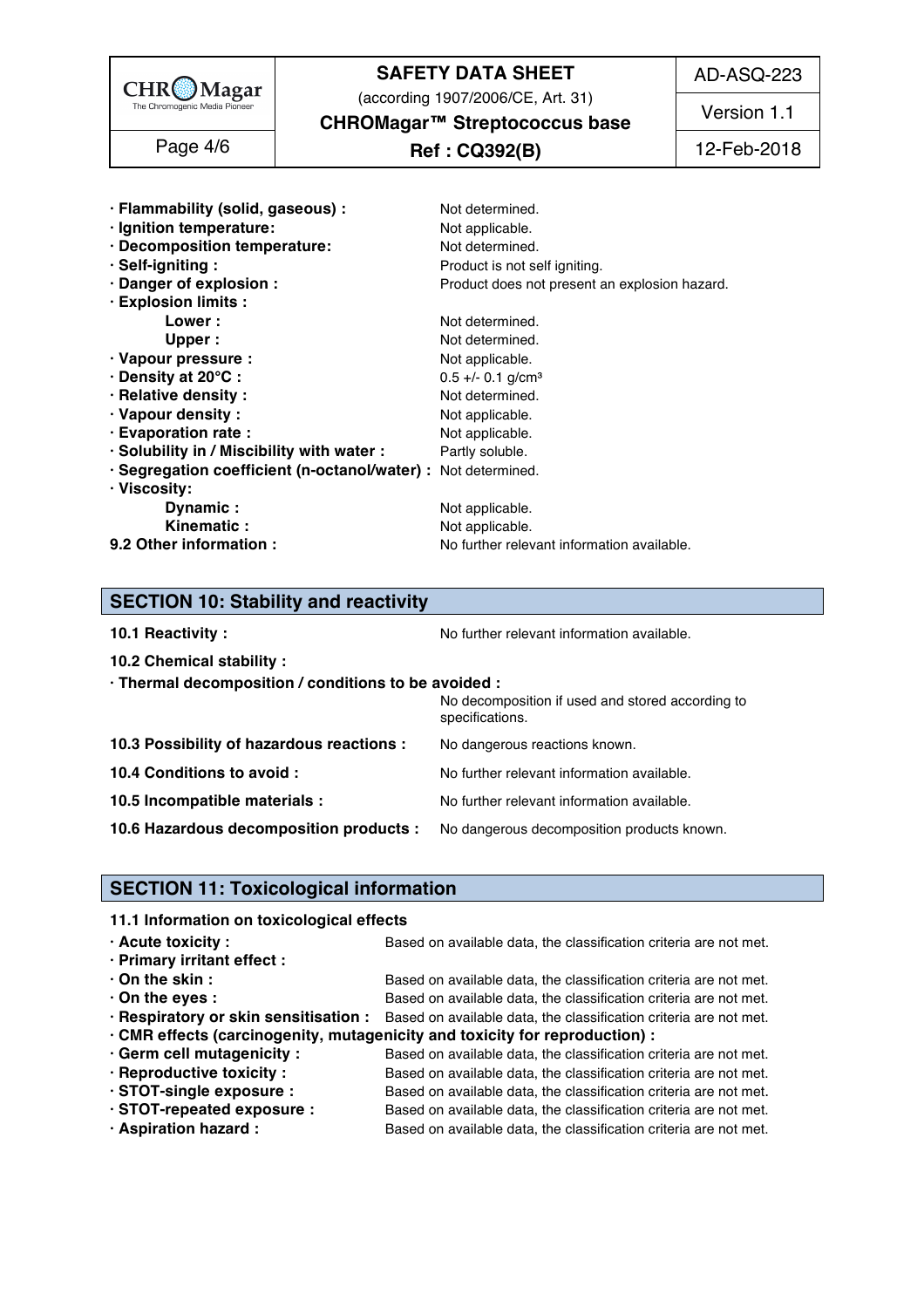| | |
|---|---|
| · **Flammability (solid, gaseous) :** | Not determined. |
| · **Ignition temperature:** | Not applicable. |
| · **Decomposition temperature:** | Not determined. |
| · **Self-igniting :** | Product is not self igniting. |
| · **Danger of explosion :** | Product does not present an explosion hazard. |
| · **Explosion limits :** | |
| **Lower :** | Not determined. |
| **Upper :** | Not determined. |
| · **Vapour pressure :** | Not applicable. |
| · **Density at 20°C :** | 0.5 +/- 0.1 g/cm³ |
| · **Relative density :** | Not determined. |
| · **Vapour density :** | Not applicable. |
| · **Evaporation rate :** | Not applicable. |
| · **Solubility in / Miscibility with water :** | Partly soluble. |
| · **Segregation coefficient (n-octanol/water) :** | Not determined. |
| · **Viscosity:** | |
| **Dynamic :** | Not applicable. |
| **Kinematic :** | Not applicable. |
| **9.2 Other information :** | No further relevant information available. |

## SECTION 10: Stability and reactivity

**10.1 Reactivity :** No further relevant information available.

**10.2 Chemical stability :**

· **Thermal decomposition / conditions to be avoided :**
No decomposition if used and stored according to specifications.

**10.3 Possibility of hazardous reactions :** No dangerous reactions known.

**10.4 Conditions to avoid :** No further relevant information available.

**10.5 Incompatible materials :** No further relevant information available.

**10.6 Hazardous decomposition products :** No dangerous decomposition products known.

## SECTION 11: Toxicological information

**11.1 Information on toxicological effects**

| | |
|---|---|
| · **Acute toxicity :** | Based on available data, the classification criteria are not met. |
| · **Primary irritant effect :** | |
| · **On the skin :** | Based on available data, the classification criteria are not met. |
| · **On the eyes :** | Based on available data, the classification criteria are not met. |
| · **Respiratory or skin sensitisation :** | Based on available data, the classification criteria are not met. |
| · **CMR effects (carcinogenity, mutagenicity and toxicity for reproduction) :** | |
| · **Germ cell mutagenicity :** | Based on available data, the classification criteria are not met. |
| · **Reproductive toxicity :** | Based on available data, the classification criteria are not met. |
| · **STOT-single exposure :** | Based on available data, the classification criteria are not met. |
| · **STOT-repeated exposure :** | Based on available data, the classification criteria are not met. |
| · **Aspiration hazard :** | Based on available data, the classification criteria are not met. |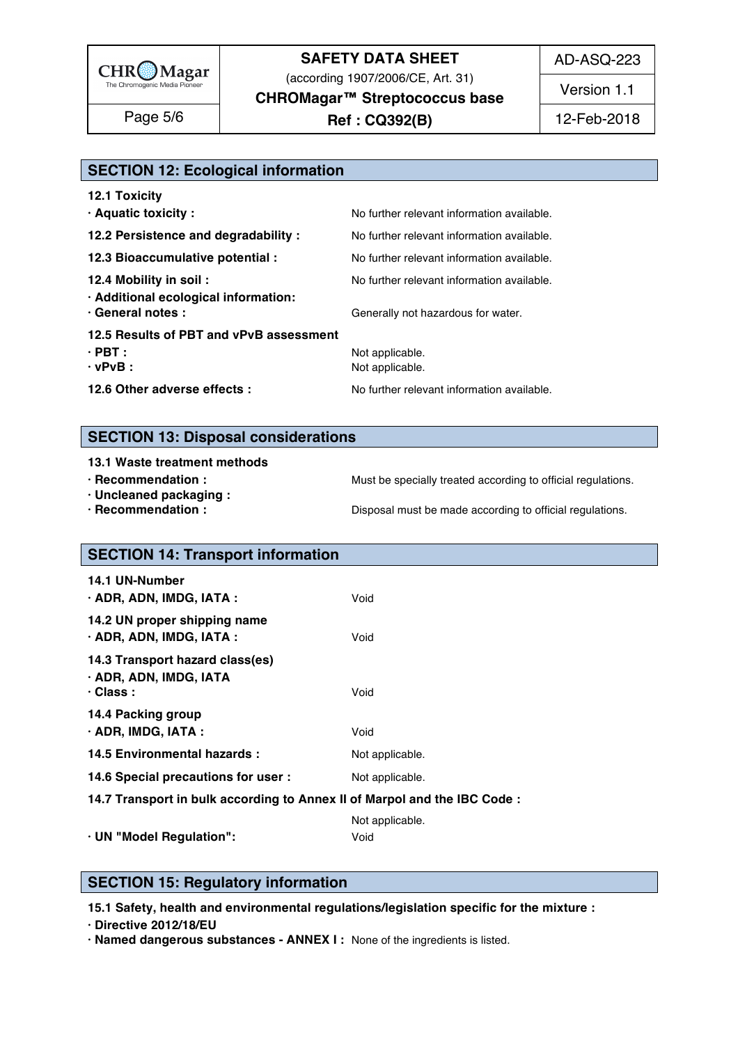## SECTION 12: Ecological information

**12.1 Toxicity**

| | |
|---|---|
| **· Aquatic toxicity :** | No further relevant information available. |
| **12.2 Persistence and degradability :** | No further relevant information available. |
| **12.3 Bioaccumulative potential :** | No further relevant information available. |
| **12.4 Mobility in soil :** | No further relevant information available. |
| **· Additional ecological information:** | |
| **· General notes :** | Generally not hazardous for water. |

**12.5 Results of PBT and vPvB assessment**

| | |
|---|---|
| **· PBT :** | Not applicable. |
| **· vPvB :** | Not applicable. |
| **12.6 Other adverse effects :** | No further relevant information available. |

## SECTION 13: Disposal considerations

**13.1 Waste treatment methods**

| | |
|---|---|
| **· Recommendation :** | Must be specially treated according to official regulations. |
| **· Uncleaned packaging :** | |
| **· Recommendation :** | Disposal must be made according to official regulations. |

## SECTION 14: Transport information

**14.1 UN-Number**

| | |
|---|---|
| **· ADR, ADN, IMDG, IATA :** | Void |

**14.2 UN proper shipping name**

| | |
|---|---|
| **· ADR, ADN, IMDG, IATA :** | Void |

**14.3 Transport hazard class(es)**

**· ADR, ADN, IMDG, IATA**

| | |
|---|---|
| **· Class :** | Void |

**14.4 Packing group**

| | |
|---|---|
| **· ADR, IMDG, IATA :** | Void |
| **14.5 Environmental hazards :** | Not applicable. |
| **14.6 Special precautions for user :** | Not applicable. |

**14.7 Transport in bulk according to Annex II of Marpol and the IBC Code :**

| | |
|---|---|
| | Not applicable. |
| **· UN "Model Regulation":** | Void |

## SECTION 15: Regulatory information

**15.1 Safety, health and environmental regulations/legislation specific for the mixture :**

**· Directive 2012/18/EU**

**· Named dangerous substances - ANNEX I :** None of the ingredients is listed.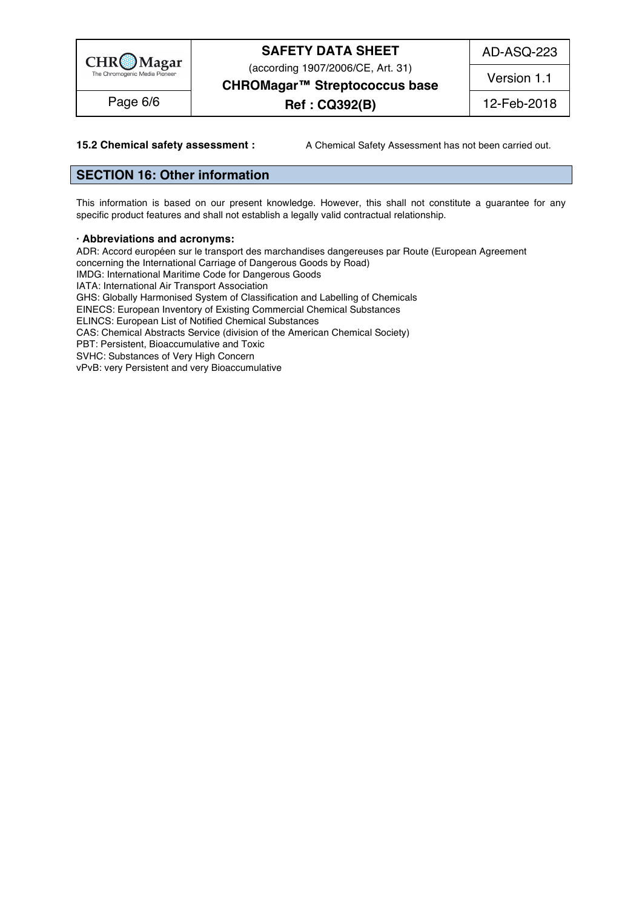**15.2 Chemical safety assessment :** A Chemical Safety Assessment has not been carried out.

## SECTION 16: Other information

This information is based on our present knowledge. However, this shall not constitute a guarantee for any specific product features and shall not establish a legally valid contractual relationship.

**· Abbreviations and acronyms:**

ADR: Accord européen sur le transport des marchandises dangereuses par Route (European Agreement concerning the International Carriage of Dangerous Goods by Road)
IMDG: International Maritime Code for Dangerous Goods
IATA: International Air Transport Association
GHS: Globally Harmonised System of Classification and Labelling of Chemicals
EINECS: European Inventory of Existing Commercial Chemical Substances
ELINCS: European List of Notified Chemical Substances
CAS: Chemical Abstracts Service (division of the American Chemical Society)
PBT: Persistent, Bioaccumulative and Toxic
SVHC: Substances of Very High Concern
vPvB: very Persistent and very Bioaccumulative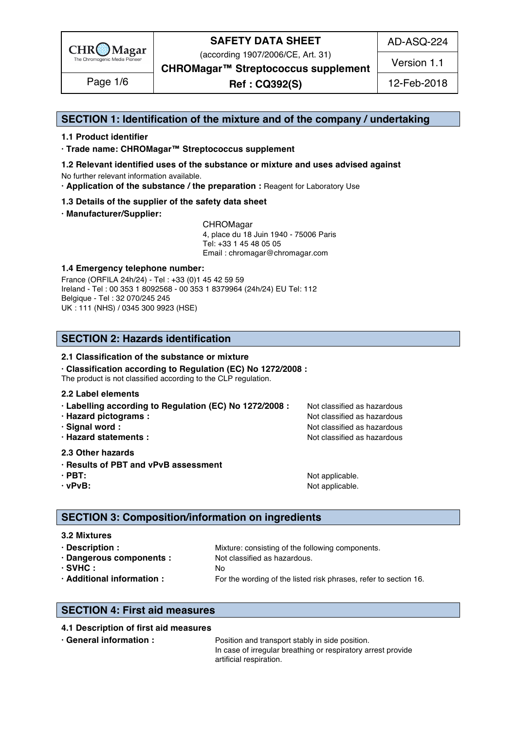## SECTION 1: Identification of the mixture and of the company / undertaking

### 1.1 Product identifier

**· Trade name: CHROMagar™ Streptococcus supplement**

### 1.2 Relevant identified uses of the substance or mixture and uses advised against

No further relevant information available.

**· Application of the substance / the preparation :** Reagent for Laboratory Use

### 1.3 Details of the supplier of the safety data sheet

**· Manufacturer/Supplier:**

CHROMagar
4, place du 18 Juin 1940 - 75006 Paris
Tel: +33 1 45 48 05 05
Email : chromagar@chromagar.com

### 1.4 Emergency telephone number:

France (ORFILA 24h/24) - Tel : +33 (0)1 45 42 59 59
Ireland - Tel : 00 353 1 8092568 - 00 353 1 8379964 (24h/24) EU Tel: 112
Belgique - Tel : 32 070/245 245
UK : 111 (NHS) / 0345 300 9923 (HSE)

## SECTION 2: Hazards identification

### 2.1 Classification of the substance or mixture

**· Classification according to Regulation (EC) No 1272/2008 :**
The product is not classified according to the CLP regulation.

### 2.2 Label elements

**· Labelling according to Regulation (EC) No 1272/2008 :** Not classified as hazardous
**· Hazard pictograms :** Not classified as hazardous
**· Signal word :** Not classified as hazardous
**· Hazard statements :** Not classified as hazardous

### 2.3 Other hazards

**· Results of PBT and vPvB assessment**
**· PBT:** Not applicable.
**· vPvB:** Not applicable.

## SECTION 3: Composition/information on ingredients

### 3.2 Mixtures

**· Description :** Mixture: consisting of the following components.
**· Dangerous components :** Not classified as hazardous.
**· SVHC :** No
**· Additional information :** For the wording of the listed risk phrases, refer to section 16.

## SECTION 4: First aid measures

### 4.1 Description of first aid measures

**· General information :** Position and transport stably in side position.
In case of irregular breathing or respiratory arrest provide artificial respiration.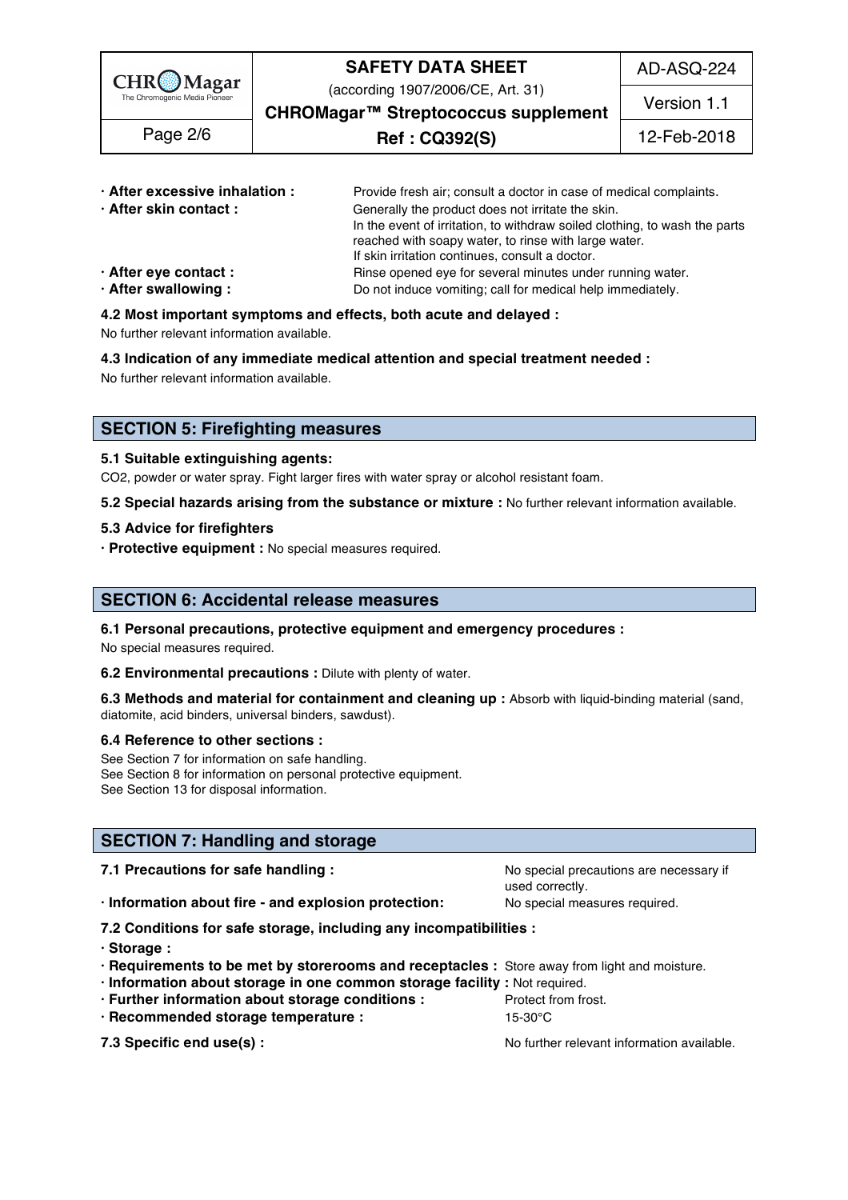- **· After excessive inhalation :** Provide fresh air; consult a doctor in case of medical complaints.
- **· After skin contact :** Generally the product does not irritate the skin.
  In the event of irritation, to withdraw soiled clothing, to wash the parts reached with soapy water, to rinse with large water.
  If skin irritation continues, consult a doctor.
- **· After eye contact :** Rinse opened eye for several minutes under running water.
- **· After swallowing :** Do not induce vomiting; call for medical help immediately.

**4.2 Most important symptoms and effects, both acute and delayed :**

No further relevant information available.

**4.3 Indication of any immediate medical attention and special treatment needed :**

No further relevant information available.

## SECTION 5: Firefighting measures

**5.1 Suitable extinguishing agents:**

$CO_2$, powder or water spray. Fight larger fires with water spray or alcohol resistant foam.

**5.2 Special hazards arising from the substance or mixture :** No further relevant information available.

**5.3 Advice for firefighters**

- **· Protective equipment :** No special measures required.

## SECTION 6: Accidental release measures

**6.1 Personal precautions, protective equipment and emergency procedures :**

No special measures required.

**6.2 Environmental precautions :** Dilute with plenty of water.

**6.3 Methods and material for containment and cleaning up :** Absorb with liquid-binding material (sand, diatomite, acid binders, universal binders, sawdust).

**6.4 Reference to other sections :**

See Section 7 for information on safe handling.
See Section 8 for information on personal protective equipment.
See Section 13 for disposal information.

## SECTION 7: Handling and storage

**7.1 Precautions for safe handling :** No special precautions are necessary if used correctly.

- **· Information about fire - and explosion protection:** No special measures required.

**7.2 Conditions for safe storage, including any incompatibilities :**

- **· Storage :**
- **· Requirements to be met by storerooms and receptacles :** Store away from light and moisture.
- **· Information about storage in one common storage facility :** Not required.
- **· Further information about storage conditions :** Protect from frost.
- **· Recommended storage temperature :** 15-30°C

**7.3 Specific end use(s) :** No further relevant information available.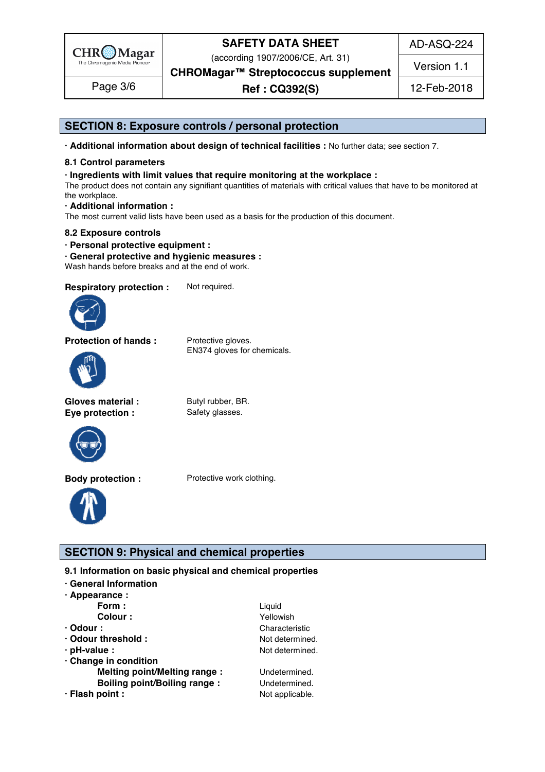## SECTION 8: Exposure controls / personal protection

· **Additional information about design of technical facilities :** No further data; see section 7.

### 8.1 Control parameters

· **Ingredients with limit values that require monitoring at the workplace :**
The product does not contain any signifiant quantities of materials with critical values that have to be monitored at the workplace.

· **Additional information :**
The most current valid lists have been used as a basis for the production of this document.

### 8.2 Exposure controls

· **Personal protective equipment :**

· **General protective and hygienic measures :**
Wash hands before breaks and at the end of work.

**Respiratory protection :** Not required.

**Protection of hands :** Protective gloves.
EN374 gloves for chemicals.

**Gloves material :** Butyl rubber, BR.

**Eye protection :** Safety glasses.

**Body protection :** Protective work clothing.

## SECTION 9: Physical and chemical properties

### 9.1 Information on basic physical and chemical properties

· **General Information**

· **Appearance :**

- **Form :** Liquid
- **Colour :** Yellowish

· **Odour :** Characteristic

· **Odour threshold :** Not determined.

· **pH-value :** Not determined.

· **Change in condition**

- **Melting point/Melting range :** Undetermined.
- **Boiling point/Boiling range :** Undetermined.

· **Flash point :** Not applicable.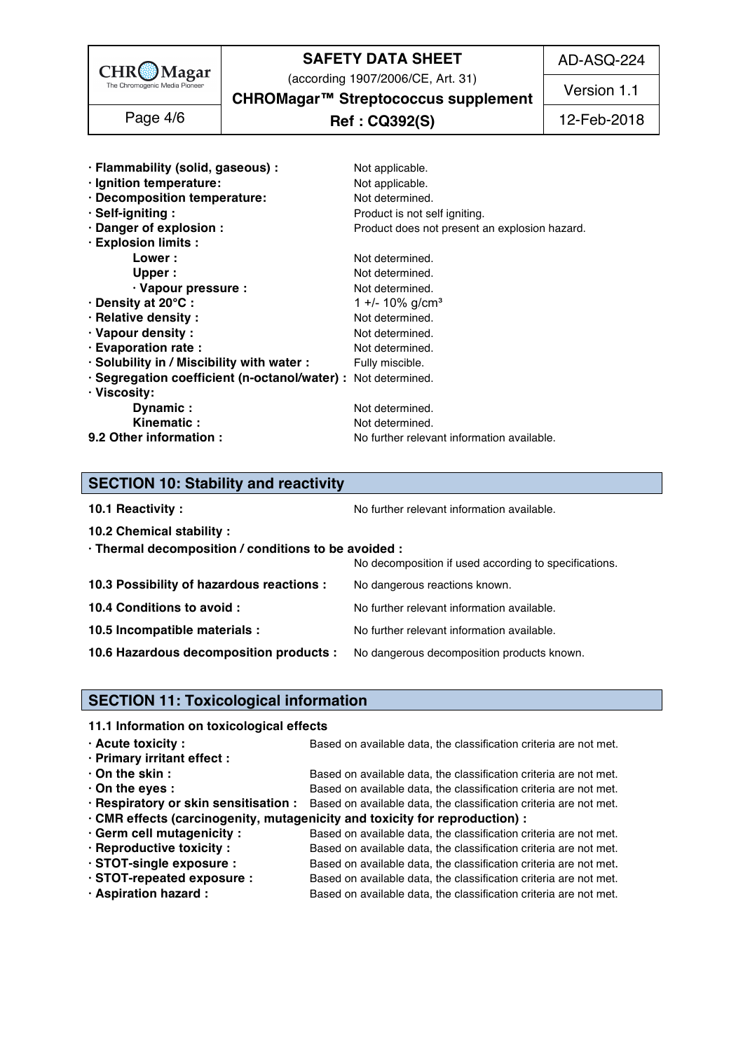- **· Flammability (solid, gaseous) :** Not applicable.
- **· Ignition temperature:** Not applicable.
- **· Decomposition temperature:** Not determined.
- **· Self-igniting :** Product is not self igniting.
- **· Danger of explosion :** Product does not present an explosion hazard.
- **· Explosion limits :**
  - **Lower :** Not determined.
  - **Upper :** Not determined.
  - **· Vapour pressure :** Not determined.
- **· Density at 20°C :** 1 +/- 10% g/cm³
- **· Relative density :** Not determined.
- **· Vapour density :** Not determined.
- **· Evaporation rate :** Not determined.
- **· Solubility in / Miscibility with water :** Fully miscible.
- **· Segregation coefficient (n-octanol/water) :** Not determined.
- **· Viscosity:**
  - **Dynamic :** Not determined.
  - **Kinematic :** Not determined.

**9.2 Other information :** No further relevant information available.

## SECTION 10: Stability and reactivity

**10.1 Reactivity :** No further relevant information available.

**10.2 Chemical stability :**

**· Thermal decomposition / conditions to be avoided :**
No decomposition if used according to specifications.

**10.3 Possibility of hazardous reactions :** No dangerous reactions known.

**10.4 Conditions to avoid :** No further relevant information available.

**10.5 Incompatible materials :** No further relevant information available.

**10.6 Hazardous decomposition products :** No dangerous decomposition products known.

## SECTION 11: Toxicological information

**11.1 Information on toxicological effects**

- **· Acute toxicity :** Based on available data, the classification criteria are not met.
- **· Primary irritant effect :**
- **· On the skin :** Based on available data, the classification criteria are not met.
- **· On the eyes :** Based on available data, the classification criteria are not met.
- **· Respiratory or skin sensitisation :** Based on available data, the classification criteria are not met.
- **· CMR effects (carcinogenity, mutagenicity and toxicity for reproduction) :**
- **· Germ cell mutagenicity :** Based on available data, the classification criteria are not met.
- **· Reproductive toxicity :** Based on available data, the classification criteria are not met.
- **· STOT-single exposure :** Based on available data, the classification criteria are not met.
- **· STOT-repeated exposure :** Based on available data, the classification criteria are not met.
- **· Aspiration hazard :** Based on available data, the classification criteria are not met.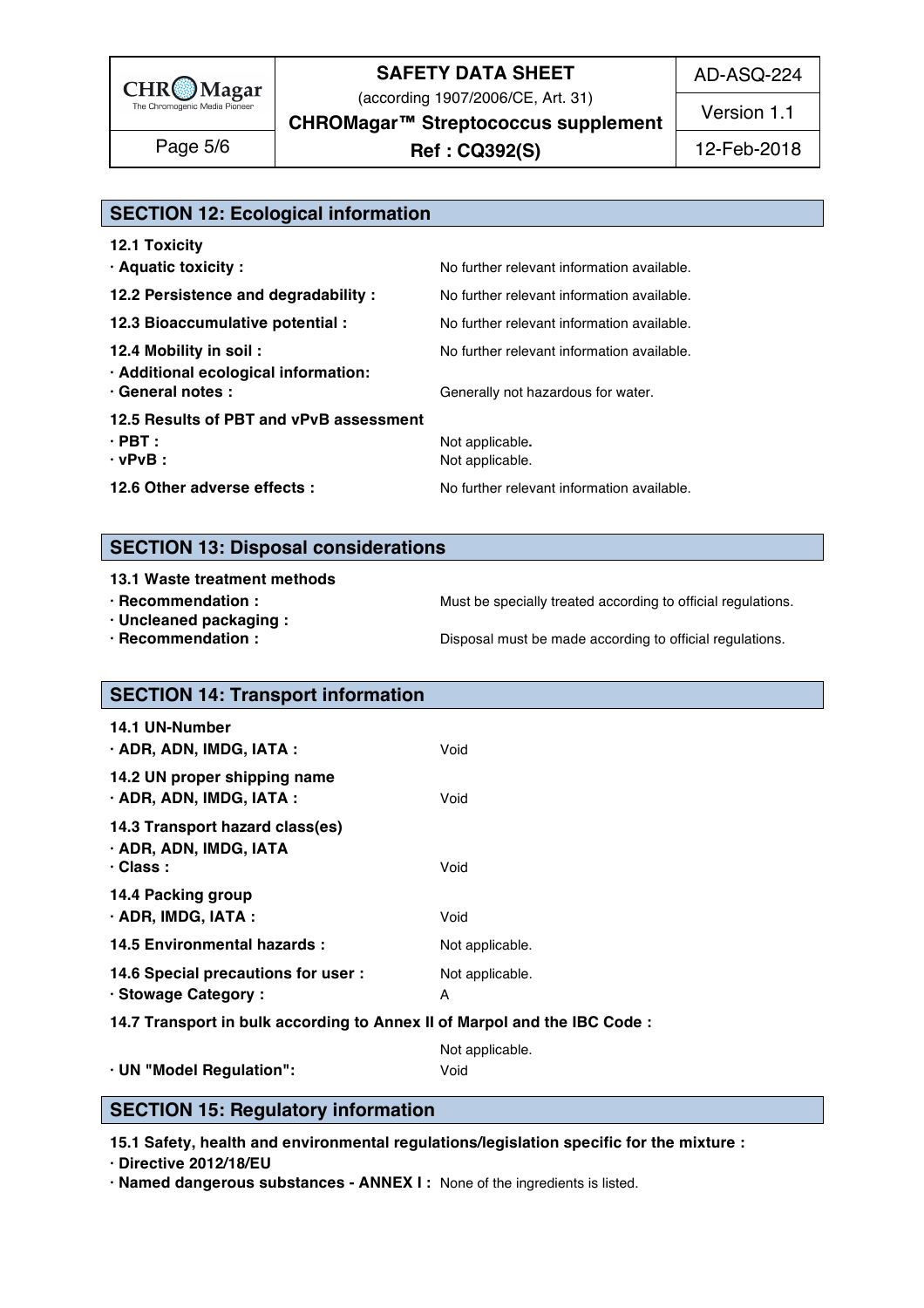## SECTION 12: Ecological information

**12.1 Toxicity**

**· Aquatic toxicity :** No further relevant information available.

**12.2 Persistence and degradability :** No further relevant information available.

**12.3 Bioaccumulative potential :** No further relevant information available.

**12.4 Mobility in soil :** No further relevant information available.

**· Additional ecological information:**

**· General notes :** Generally not hazardous for water.

**12.5 Results of PBT and vPvB assessment**

**· PBT :** Not applicable.

**· vPvB :** Not applicable.

**12.6 Other adverse effects :** No further relevant information available.

## SECTION 13: Disposal considerations

**13.1 Waste treatment methods**

**· Recommendation :** Must be specially treated according to official regulations.

**· Uncleaned packaging :**

**· Recommendation :** Disposal must be made according to official regulations.

## SECTION 14: Transport information

**14.1 UN-Number**

**· ADR, ADN, IMDG, IATA :** Void

**14.2 UN proper shipping name**

**· ADR, ADN, IMDG, IATA :** Void

**14.3 Transport hazard class(es)**

**· ADR, ADN, IMDG, IATA**

**· Class :** Void

**14.4 Packing group**

**· ADR, IMDG, IATA :** Void

**14.5 Environmental hazards :** Not applicable.

**14.6 Special precautions for user :** Not applicable.

**· Stowage Category :** A

**14.7 Transport in bulk according to Annex II of Marpol and the IBC Code :**

Not applicable.

**· UN "Model Regulation":** Void

## SECTION 15: Regulatory information

**15.1 Safety, health and environmental regulations/legislation specific for the mixture :**

**· Directive 2012/18/EU**

**· Named dangerous substances - ANNEX I :** None of the ingredients is listed.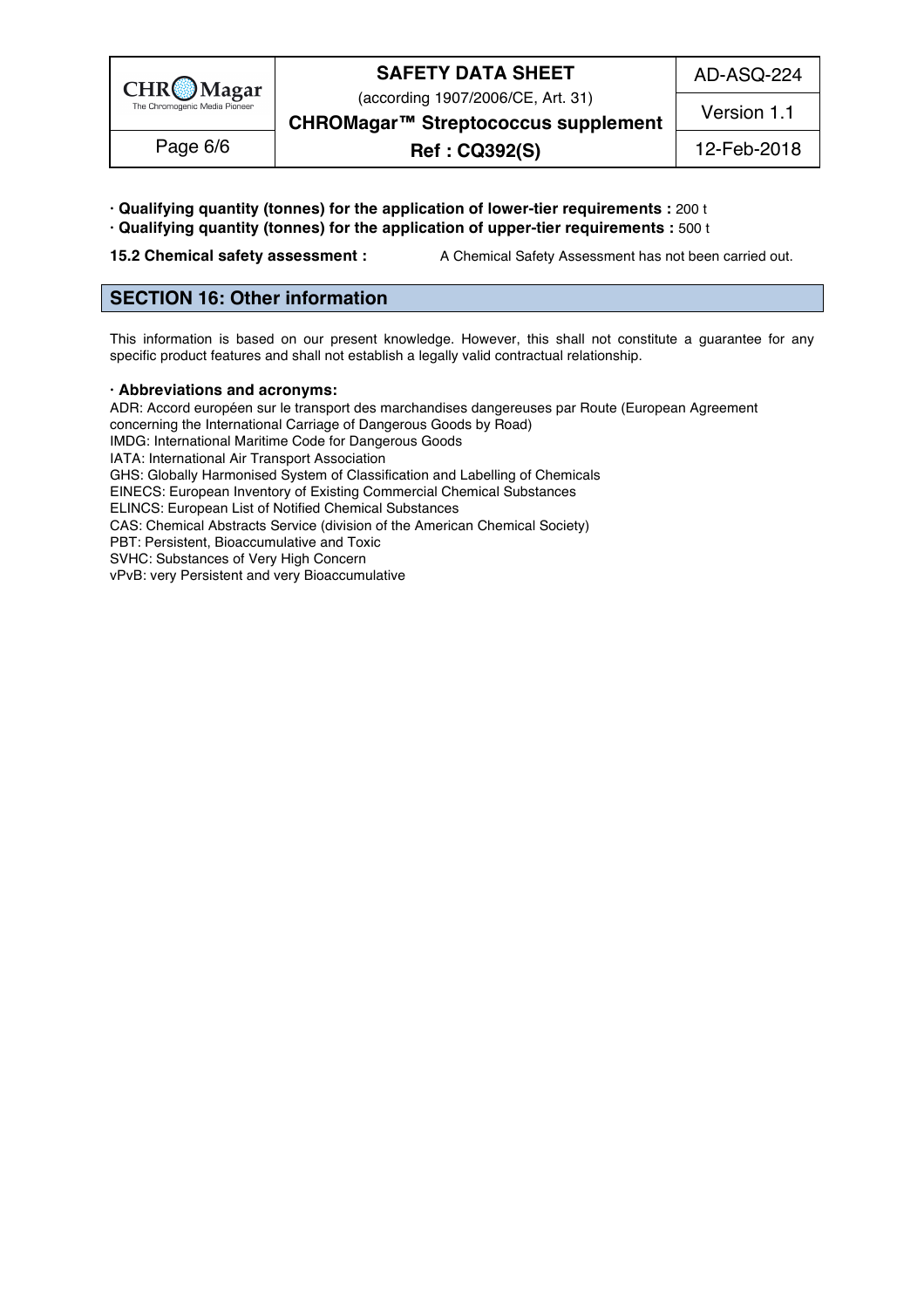· **Qualifying quantity (tonnes) for the application of lower-tier requirements :** 200 t
· **Qualifying quantity (tonnes) for the application of upper-tier requirements :** 500 t

**15.2 Chemical safety assessment :** A Chemical Safety Assessment has not been carried out.

## SECTION 16: Other information

This information is based on our present knowledge. However, this shall not constitute a guarantee for any specific product features and shall not establish a legally valid contractual relationship.

· **Abbreviations and acronyms:**

ADR: Accord européen sur le transport des marchandises dangereuses par Route (European Agreement concerning the International Carriage of Dangerous Goods by Road)
IMDG: International Maritime Code for Dangerous Goods
IATA: International Air Transport Association
GHS: Globally Harmonised System of Classification and Labelling of Chemicals
EINECS: European Inventory of Existing Commercial Chemical Substances
ELINCS: European List of Notified Chemical Substances
CAS: Chemical Abstracts Service (division of the American Chemical Society)
PBT: Persistent, Bioaccumulative and Toxic
SVHC: Substances of Very High Concern
vPvB: very Persistent and very Bioaccumulative